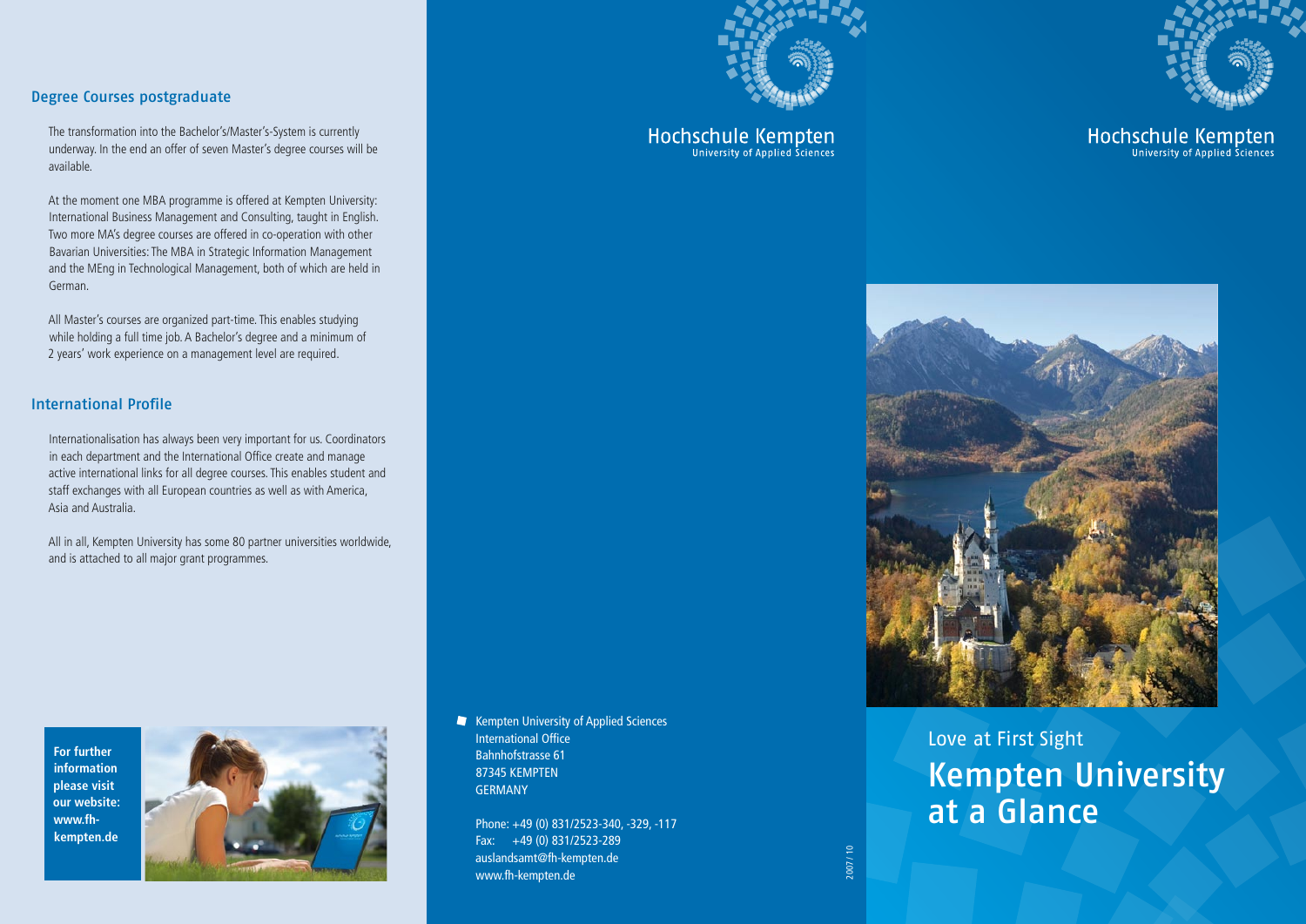## Degree Courses postgraduate

The transformation into the Bachelor's/Master's-System is currently underway. In the end an offer of seven Master's degree courses will be available.

At the moment one MBA programme is offered at Kempten University: International Business Management and Consulting, taught in English. Two more MA's degree courses are offered in co-operation with other Bavarian Universities: The MBA in Strategic Information Management and the MEng in Technological Management, both of which are held in German.

All Master's courses are organized part-time. This enables studying while holding a full time job. A Bachelor's degree and a minimum of 2 years' work experience on a management level are required.

## International Profile

Internationalisation has always been very important for us. Coordinators in each department and the International Office create and manage active international links for all degree courses. This enables student and staff exchanges with all European countries as well as with America, Asia and Australia.

All in all, Kempten University has some 80 partner universities worldwide, and is attached to all major grant programmes.

**For further information please visit our website: www.fh-kempten.de**

Hochschule Kempten
University of Applied Sciences

Kempten University of Applied Sciences
International Office
Bahnhofstrasse 61
87345 KEMPTEN
GERMANY

Phone: +49 (0) 831/2523-340, -329, -117
Fax: +49 (0) 831/2523-289
auslandsamt@fh-kempten.de
www.fh-kempten.de

2007 / 10

Hochschule Kempten
University of Applied Sciences

Love at First Sight

# Kempten University at a Glance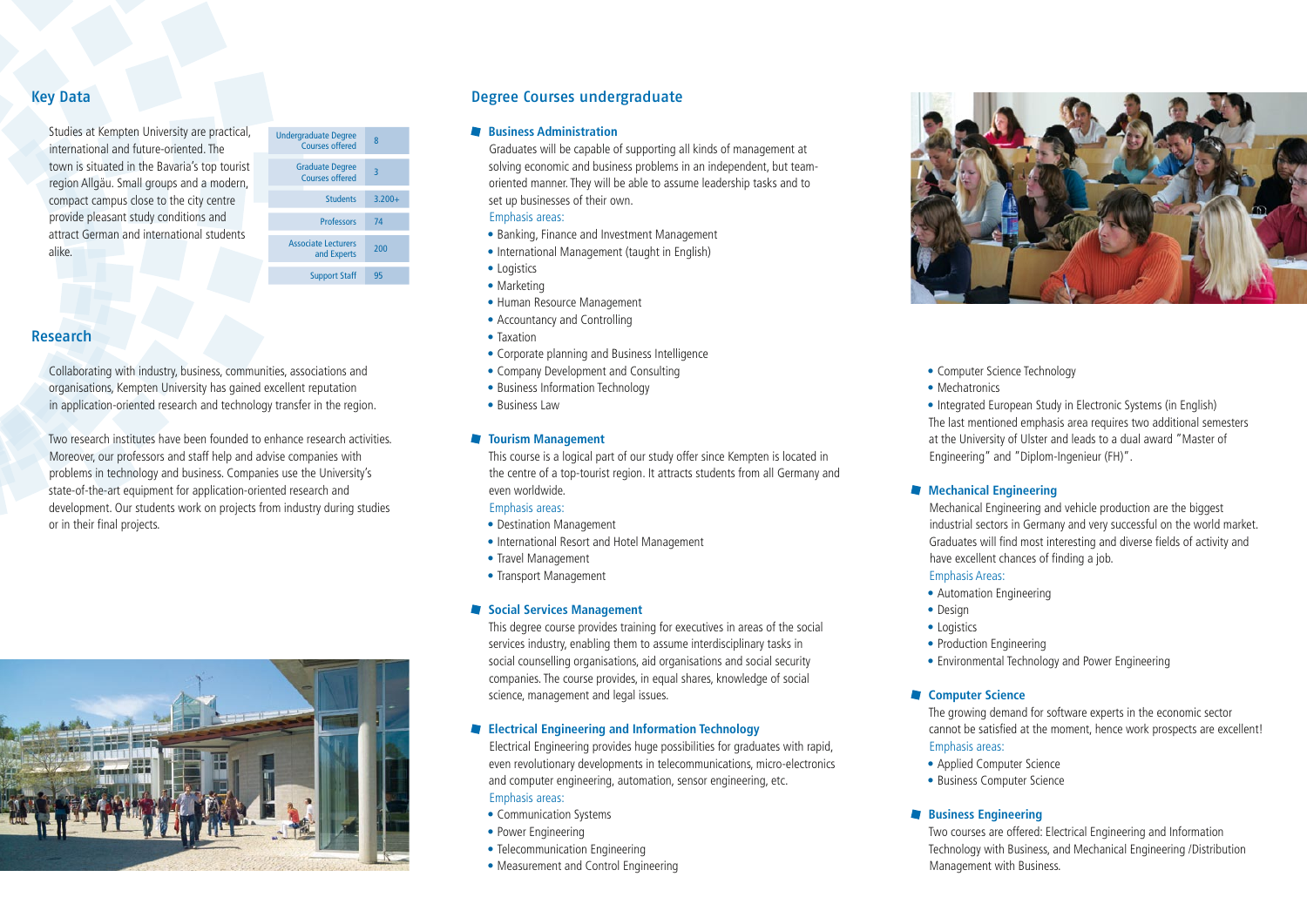## Key Data

Studies at Kempten University are practical, international and future-oriented. The town is situated in the Bavaria's top tourist region Allgäu. Small groups and a modern, compact campus close to the city centre provide pleasant study conditions and attract German and international students alike.

| | |
|---|---|
| Undergraduate Degree Courses offered | 8 |
| Graduate Degree Courses offered | 3 |
| Students | 3.200+ |
| Professors | 74 |
| Associate Lecturers and Experts | 200 |
| Support Staff | 95 |

## Research

Collaborating with industry, business, communities, associations and organisations, Kempten University has gained excellent reputation in application-oriented research and technology transfer in the region.

Two research institutes have been founded to enhance research activities. Moreover, our professors and staff help and advise companies with problems in technology and business. Companies use the University's state-of-the-art equipment for application-oriented research and development. Our students work on projects from industry during studies or in their final projects.

## Degree Courses undergraduate

### Business Administration

Graduates will be capable of supporting all kinds of management at solving economic and business problems in an independent, but team-oriented manner. They will be able to assume leadership tasks and to set up businesses of their own.

Emphasis areas:

- Banking, Finance and Investment Management
- International Management (taught in English)
- Logistics
- Marketing
- Human Resource Management
- Accountancy and Controlling
- Taxation
- Corporate planning and Business Intelligence
- Company Development and Consulting
- Business Information Technology
- Business Law

### Tourism Management

This course is a logical part of our study offer since Kempten is located in the centre of a top-tourist region. It attracts students from all Germany and even worldwide.

Emphasis areas:

- Destination Management
- International Resort and Hotel Management
- Travel Management
- Transport Management

### Social Services Management

This degree course provides training for executives in areas of the social services industry, enabling them to assume interdisciplinary tasks in social counselling organisations, aid organisations and social security companies. The course provides, in equal shares, knowledge of social science, management and legal issues.

### Electrical Engineering and Information Technology

Electrical Engineering provides huge possibilities for graduates with rapid, even revolutionary developments in telecommunications, micro-electronics and computer engineering, automation, sensor engineering, etc.

Emphasis areas:

- Communication Systems
- Power Engineering
- Telecommunication Engineering
- Measurement and Control Engineering
- Computer Science Technology
- Mechatronics
- Integrated European Study in Electronic Systems (in English)

The last mentioned emphasis area requires two additional semesters at the University of Ulster and leads to a dual award "Master of Engineering" and "Diplom-Ingenieur (FH)".

### Mechanical Engineering

Mechanical Engineering and vehicle production are the biggest industrial sectors in Germany and very successful on the world market. Graduates will find most interesting and diverse fields of activity and have excellent chances of finding a job.

Emphasis Areas:

- Automation Engineering
- Design
- Logistics
- Production Engineering
- Environmental Technology and Power Engineering

### Computer Science

The growing demand for software experts in the economic sector cannot be satisfied at the moment, hence work prospects are excellent!

Emphasis areas:

- Applied Computer Science
- Business Computer Science

### Business Engineering

Two courses are offered: Electrical Engineering and Information Technology with Business, and Mechanical Engineering /Distribution Management with Business.